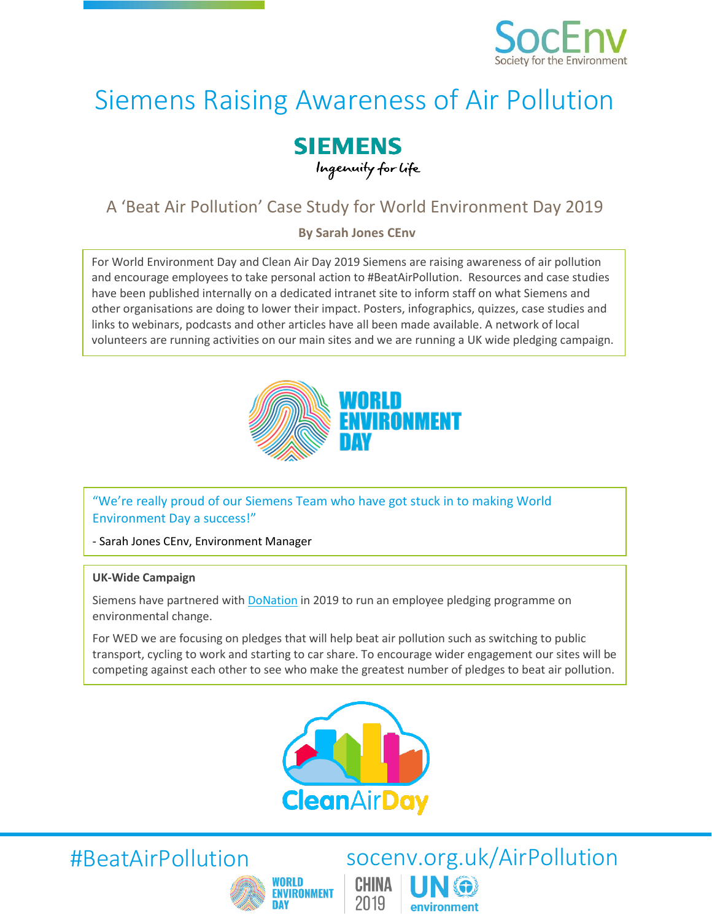# Siemens Raising Awareness of Air Pollution

## A 'Beat Air Pollution' Case Study for World Environment Day 2019

**By Sarah Jones CEnv**

For World Environment Day and Clean Air Day 2019 Siemens are raising awareness of air pollution and encourage employees to take personal action to #BeatAirPollution. Resources and case studies have been published internally on a dedicated intranet site to inform staff on what Siemens and other organisations are doing to lower their impact. Posters, infographics, quizzes, case studies and links to webinars, podcasts and other articles have all been made available. A network of local volunteers are running activities on our main sites and we are running a UK wide pledging campaign.

"We're really proud of our Siemens Team who have got stuck in to making World Environment Day a success!"

- Sarah Jones CEnv, Environment Manager

**UK-Wide Campaign**

Siemens have partnered with DoNation in 2019 to run an employee pledging programme on environmental change.

For WED we are focusing on pledges that will help beat air pollution such as switching to public transport, cycling to work and starting to car share. To encourage wider engagement our sites will be competing against each other to see who make the greatest number of pledges to beat air pollution.

#BeatAirPollution socenv.org.uk/AirPollution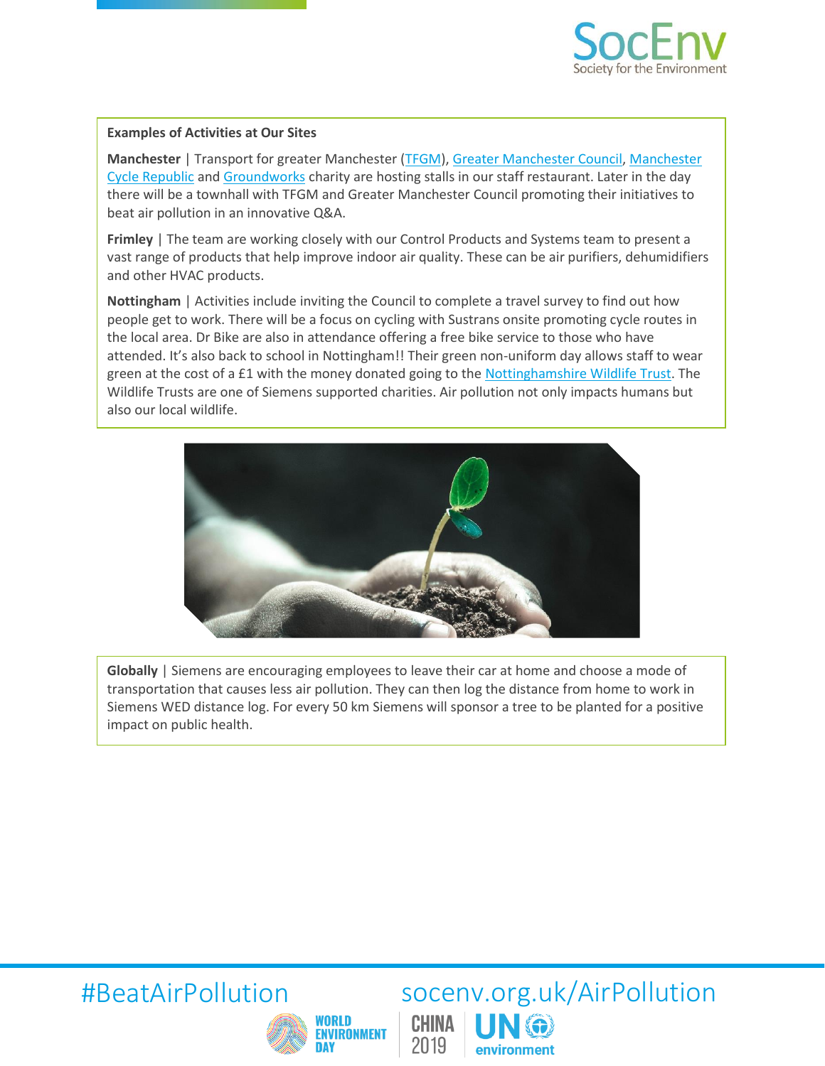**Examples of Activities at Our Sites**

**Manchester** | Transport for greater Manchester (TFGM), Greater Manchester Council, Manchester Cycle Republic and Groundworks charity are hosting stalls in our staff restaurant. Later in the day there will be a townhall with TFGM and Greater Manchester Council promoting their initiatives to beat air pollution in an innovative Q&A.

**Frimley** | The team are working closely with our Control Products and Systems team to present a vast range of products that help improve indoor air quality. These can be air purifiers, dehumidifiers and other HVAC products.

**Nottingham** | Activities include inviting the Council to complete a travel survey to find out how people get to work. There will be a focus on cycling with Sustrans onsite promoting cycle routes in the local area. Dr Bike are also in attendance offering a free bike service to those who have attended. It's also back to school in Nottingham!! Their green non-uniform day allows staff to wear green at the cost of a £1 with the money donated going to the Nottinghamshire Wildlife Trust. The Wildlife Trusts are one of Siemens supported charities. Air pollution not only impacts humans but also our local wildlife.

**Globally** | Siemens are encouraging employees to leave their car at home and choose a mode of transportation that causes less air pollution. They can then log the distance from home to work in Siemens WED distance log. For every 50 km Siemens will sponsor a tree to be planted for a positive impact on public health.